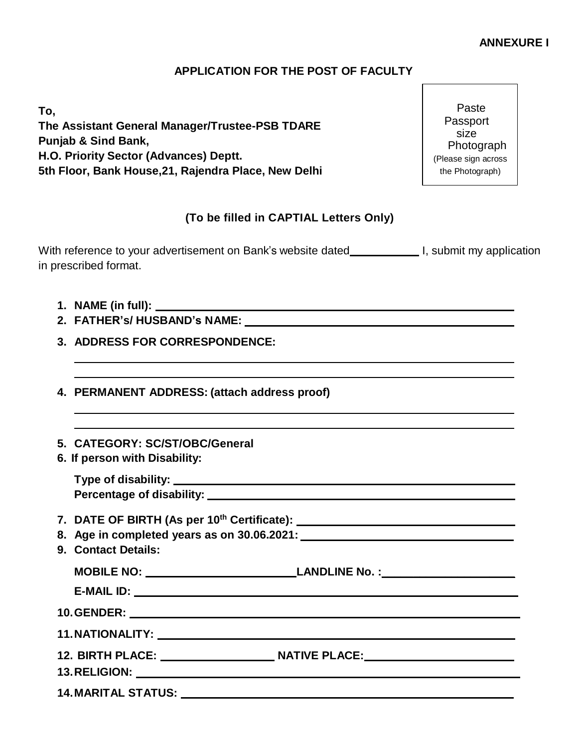**ANNEXURE I**

## APPLICATION FOR THE POST OF FACULTY

**To,**
**The Assistant General Manager/Trustee-PSB TDARE**
**Punjab & Sind Bank,**
**H.O. Priority Sector (Advances) Deptt.**
**5th Floor, Bank House,21, Rajendra Place, New Delhi**

Paste Passport size Photograph
(Please sign across the Photograph)

**(To be filled in CAPTIAL Letters Only)**

With reference to your advertisement on Bank's website dated\_\_\_\_\_\_\_\_\_\_\_ I, submit my application in prescribed format.

1. **NAME (in full):** \_\_\_\_\_\_\_\_\_\_\_\_\_\_\_\_\_\_\_\_\_\_\_\_\_\_\_\_\_\_\_\_\_\_\_\_\_\_\_\_
2. **FATHER's/ HUSBAND's NAME:** \_\_\_\_\_\_\_\_\_\_\_\_\_\_\_\_\_\_\_\_\_\_\_\_\_\_\_\_\_\_
3. **ADDRESS FOR CORRESPONDENCE:**

   \_\_\_\_\_\_\_\_\_\_\_\_\_\_\_\_\_\_\_\_\_\_\_\_\_\_\_\_\_\_\_\_\_\_\_\_\_\_\_\_\_\_\_\_\_\_\_\_\_\_\_\_\_\_

   \_\_\_\_\_\_\_\_\_\_\_\_\_\_\_\_\_\_\_\_\_\_\_\_\_\_\_\_\_\_\_\_\_\_\_\_\_\_\_\_\_\_\_\_\_\_\_\_\_\_\_\_\_\_
4. **PERMANENT ADDRESS: (attach address proof)**

   \_\_\_\_\_\_\_\_\_\_\_\_\_\_\_\_\_\_\_\_\_\_\_\_\_\_\_\_\_\_\_\_\_\_\_\_\_\_\_\_\_\_\_\_\_\_\_\_\_\_\_\_\_\_

   \_\_\_\_\_\_\_\_\_\_\_\_\_\_\_\_\_\_\_\_\_\_\_\_\_\_\_\_\_\_\_\_\_\_\_\_\_\_\_\_\_\_\_\_\_\_\_\_\_\_\_\_\_\_
5. **CATEGORY: SC/ST/OBC/General**
6. **If person with Disability:**

   **Type of disability:** \_\_\_\_\_\_\_\_\_\_\_\_\_\_\_\_\_\_\_\_\_\_\_\_\_\_\_\_\_\_\_\_\_\_\_\_\_\_\_\_

   **Percentage of disability:** \_\_\_\_\_\_\_\_\_\_\_\_\_\_\_\_\_\_\_\_\_\_\_\_\_\_\_\_\_\_\_\_\_\_\_
7. **DATE OF BIRTH (As per 10th Certificate):** \_\_\_\_\_\_\_\_\_\_\_\_\_\_\_\_\_\_\_\_\_\_\_\_
8. **Age in completed years as on 30.06.2021:** \_\_\_\_\_\_\_\_\_\_\_\_\_\_\_\_\_\_\_\_\_\_\_\_
9. **Contact Details:**

   **MOBILE NO:** \_\_\_\_\_\_\_\_\_\_\_\_\_\_\_\_\_\_\_\_ **LANDLINE No. :** \_\_\_\_\_\_\_\_\_\_\_\_\_\_\_\_\_\_\_\_

   **E-MAIL ID:** \_\_\_\_\_\_\_\_\_\_\_\_\_\_\_\_\_\_\_\_\_\_\_\_\_\_\_\_\_\_\_\_\_\_\_\_\_\_\_\_\_\_\_\_\_\_\_\_
10. **GENDER:** \_\_\_\_\_\_\_\_\_\_\_\_\_\_\_\_\_\_\_\_\_\_\_\_\_\_\_\_\_\_\_\_\_\_\_\_\_\_\_\_\_\_\_\_\_\_\_\_\_\_
11. **NATIONALITY:** \_\_\_\_\_\_\_\_\_\_\_\_\_\_\_\_\_\_\_\_\_\_\_\_\_\_\_\_\_\_\_\_\_\_\_\_\_\_\_\_\_\_\_\_\_\_
12. **BIRTH PLACE:** \_\_\_\_\_\_\_\_\_\_\_\_\_\_\_\_\_\_ **NATIVE PLACE:** \_\_\_\_\_\_\_\_\_\_\_\_\_\_\_\_\_\_\_\_\_\_
13. **RELIGION:** \_\_\_\_\_\_\_\_\_\_\_\_\_\_\_\_\_\_\_\_\_\_\_\_\_\_\_\_\_\_\_\_\_\_\_\_\_\_\_\_\_\_\_\_\_\_\_\_\_\_
14. **MARITAL STATUS:** \_\_\_\_\_\_\_\_\_\_\_\_\_\_\_\_\_\_\_\_\_\_\_\_\_\_\_\_\_\_\_\_\_\_\_\_\_\_\_\_\_\_\_\_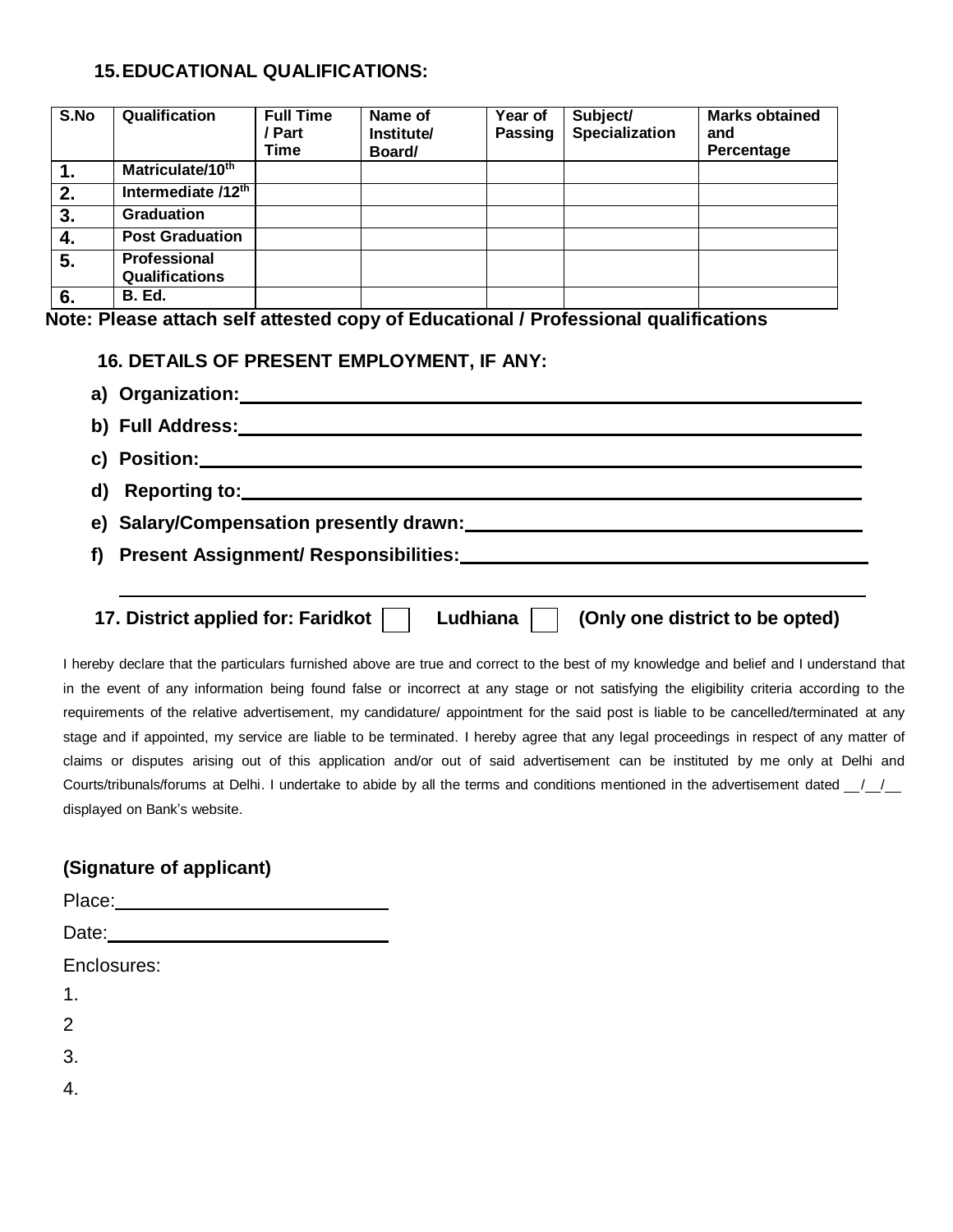## 15. EDUCATIONAL QUALIFICATIONS:

| S.No | Qualification | Full Time / Part Time | Name of Institute/ Board/ | Year of Passing | Subject/ Specialization | Marks obtained and Percentage |
|---|---|---|---|---|---|---|
| 1. | Matriculate/10[th] | | | | | |
| 2. | Intermediate /12[th] | | | | | |
| 3. | Graduation | | | | | |
| 4. | Post Graduation | | | | | |
| 5. | Professional Qualifications | | | | | |
| 6. | B. Ed. | | | | | |

**Note: Please attach self attested copy of Educational / Professional qualifications**

## 16. DETAILS OF PRESENT EMPLOYMENT, IF ANY:

a) **Organization:** ____________________

b) **Full Address:** ____________________

c) **Position:** ____________________

d) **Reporting to:** ____________________

e) **Salary/Compensation presently drawn:** ____________________

f) **Present Assignment/ Responsibilities:** ____________________

____________________

**17. District applied for: Faridkot ☐ Ludhiana ☐ (Only one district to be opted)**

I hereby declare that the particulars furnished above are true and correct to the best of my knowledge and belief and I understand that in the event of any information being found false or incorrect at any stage or not satisfying the eligibility criteria according to the requirements of the relative advertisement, my candidature/ appointment for the said post is liable to be cancelled/terminated at any stage and if appointed, my service are liable to be terminated. I hereby agree that any legal proceedings in respect of any matter of claims or disputes arising out of this application and/or out of said advertisement can be instituted by me only at Delhi and Courts/tribunals/forums at Delhi. I undertake to abide by all the terms and conditions mentioned in the advertisement dated __/__/__ displayed on Bank's website.

**(Signature of applicant)**

Place: ____________________

Date: ____________________

Enclosures:

1.

2

3.

4.